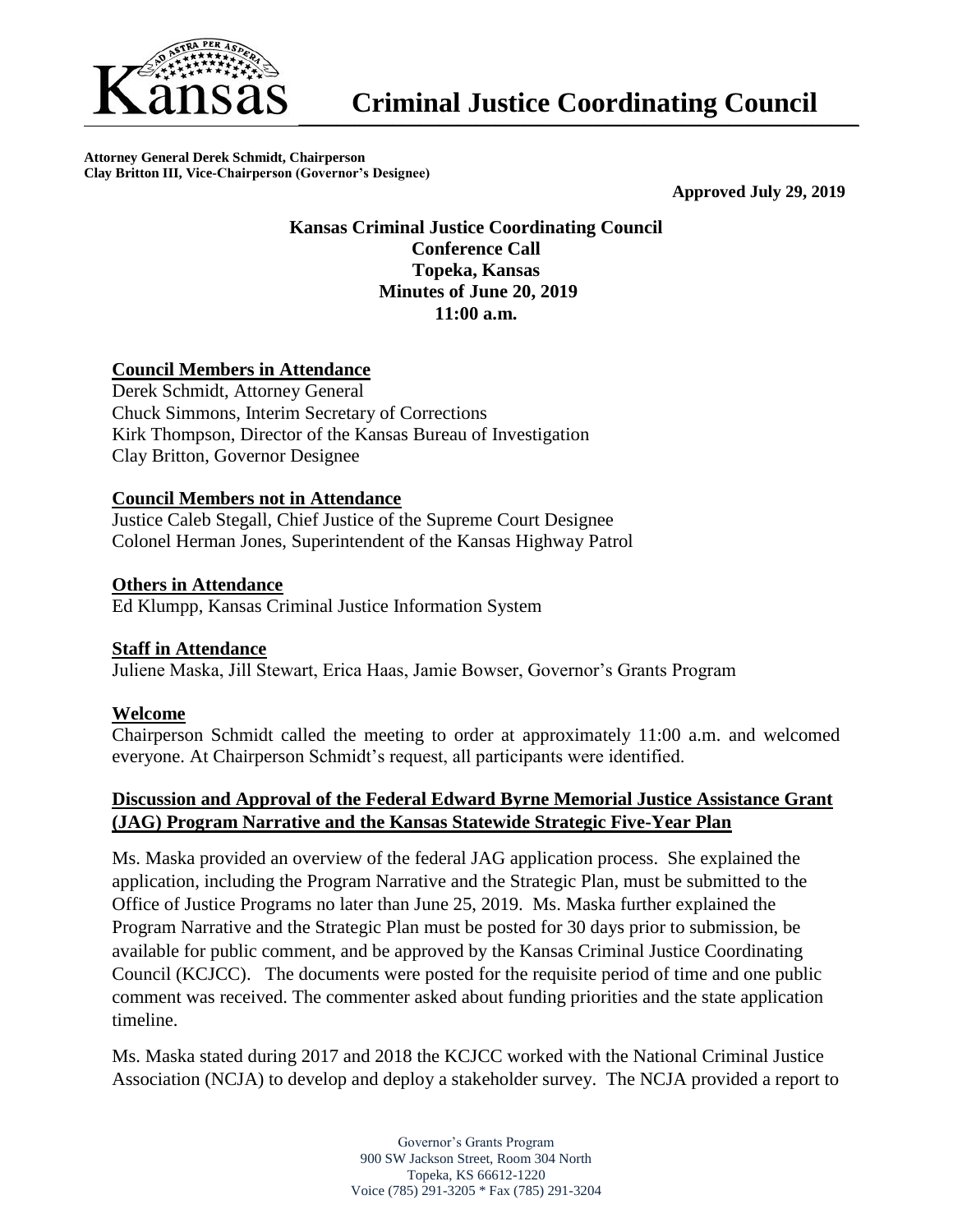# Criminal Justice Coordinating Council

**Attorney General Derek Schmidt, Chairperson**
**Clay Britton III, Vice-Chairperson (Governor's Designee)**

**Approved July 29, 2019**

**Kansas Criminal Justice Coordinating Council**
**Conference Call**
**Topeka, Kansas**
**Minutes of June 20, 2019**
**11:00 a.m.**

## Council Members in Attendance

Derek Schmidt, Attorney General
Chuck Simmons, Interim Secretary of Corrections
Kirk Thompson, Director of the Kansas Bureau of Investigation
Clay Britton, Governor Designee

## Council Members not in Attendance

Justice Caleb Stegall, Chief Justice of the Supreme Court Designee
Colonel Herman Jones, Superintendent of the Kansas Highway Patrol

## Others in Attendance

Ed Klumpp, Kansas Criminal Justice Information System

## Staff in Attendance

Juliene Maska, Jill Stewart, Erica Haas, Jamie Bowser, Governor's Grants Program

## Welcome

Chairperson Schmidt called the meeting to order at approximately 11:00 a.m. and welcomed everyone. At Chairperson Schmidt's request, all participants were identified.

## Discussion and Approval of the Federal Edward Byrne Memorial Justice Assistance Grant (JAG) Program Narrative and the Kansas Statewide Strategic Five-Year Plan

Ms. Maska provided an overview of the federal JAG application process. She explained the application, including the Program Narrative and the Strategic Plan, must be submitted to the Office of Justice Programs no later than June 25, 2019. Ms. Maska further explained the Program Narrative and the Strategic Plan must be posted for 30 days prior to submission, be available for public comment, and be approved by the Kansas Criminal Justice Coordinating Council (KCJCC). The documents were posted for the requisite period of time and one public comment was received. The commenter asked about funding priorities and the state application timeline.

Ms. Maska stated during 2017 and 2018 the KCJCC worked with the National Criminal Justice Association (NCJA) to develop and deploy a stakeholder survey. The NCJA provided a report to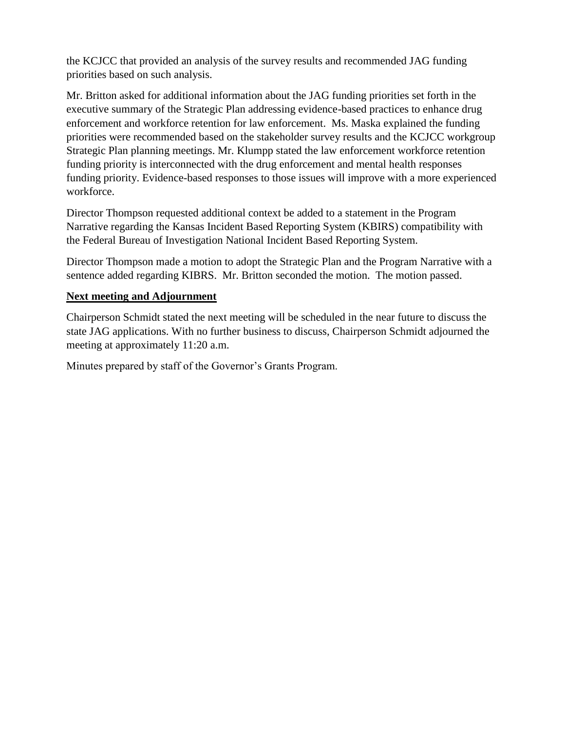the KCJCC that provided an analysis of the survey results and recommended JAG funding priorities based on such analysis.

Mr. Britton asked for additional information about the JAG funding priorities set forth in the executive summary of the Strategic Plan addressing evidence-based practices to enhance drug enforcement and workforce retention for law enforcement. Ms. Maska explained the funding priorities were recommended based on the stakeholder survey results and the KCJCC workgroup Strategic Plan planning meetings. Mr. Klumpp stated the law enforcement workforce retention funding priority is interconnected with the drug enforcement and mental health responses funding priority. Evidence-based responses to those issues will improve with a more experienced workforce.

Director Thompson requested additional context be added to a statement in the Program Narrative regarding the Kansas Incident Based Reporting System (KBIRS) compatibility with the Federal Bureau of Investigation National Incident Based Reporting System.

Director Thompson made a motion to adopt the Strategic Plan and the Program Narrative with a sentence added regarding KIBRS. Mr. Britton seconded the motion. The motion passed.

**Next meeting and Adjournment**

Chairperson Schmidt stated the next meeting will be scheduled in the near future to discuss the state JAG applications. With no further business to discuss, Chairperson Schmidt adjourned the meeting at approximately 11:20 a.m.

Minutes prepared by staff of the Governor's Grants Program.